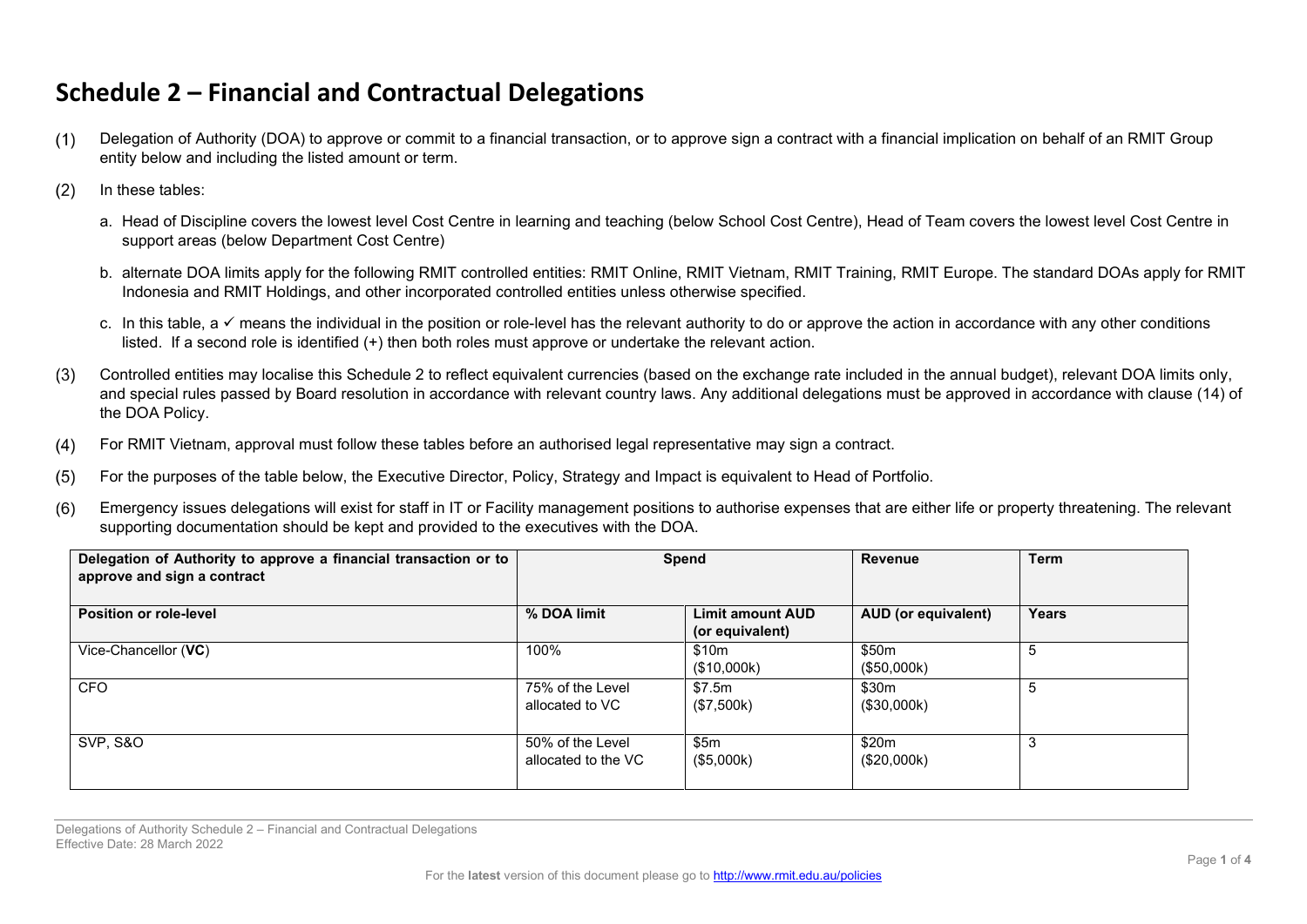# Schedule 2 – Financial and Contractual Delegations

(1) Delegation of Authority (DOA) to approve or commit to a financial transaction, or to approve sign a contract with a financial implication on behalf of an RMIT Group entity below and including the listed amount or term.

(2) In these tables:

a. Head of Discipline covers the lowest level Cost Centre in learning and teaching (below School Cost Centre), Head of Team covers the lowest level Cost Centre in support areas (below Department Cost Centre)

b. alternate DOA limits apply for the following RMIT controlled entities: RMIT Online, RMIT Vietnam, RMIT Training, RMIT Europe. The standard DOAs apply for RMIT Indonesia and RMIT Holdings, and other incorporated controlled entities unless otherwise specified.

c. In this table, a ✓ means the individual in the position or role-level has the relevant authority to do or approve the action in accordance with any other conditions listed. If a second role is identified (+) then both roles must approve or undertake the relevant action.

(3) Controlled entities may localise this Schedule 2 to reflect equivalent currencies (based on the exchange rate included in the annual budget), relevant DOA limits only, and special rules passed by Board resolution in accordance with relevant country laws. Any additional delegations must be approved in accordance with clause (14) of the DOA Policy.

(4) For RMIT Vietnam, approval must follow these tables before an authorised legal representative may sign a contract.

(5) For the purposes of the table below, the Executive Director, Policy, Strategy and Impact is equivalent to Head of Portfolio.

(6) Emergency issues delegations will exist for staff in IT or Facility management positions to authorise expenses that are either life or property threatening. The relevant supporting documentation should be kept and provided to the executives with the DOA.

| **Delegation of Authority to approve a financial transaction or to approve and sign a contract** | **Spend** | | **Revenue** | **Term** |
|---|---|---|---|---|
| **Position or role-level** | **% DOA limit** | **Limit amount AUD (or equivalent)** | **AUD (or equivalent)** | **Years** |
| Vice-Chancellor (**VC**) | 100% | $10m ($10,000k) | $50m ($50,000k) | 5 |
| CFO | 75% of the Level allocated to VC | $7.5m ($7,500k) | $30m ($30,000k) | 5 |
| SVP, S&O | 50% of the Level allocated to the VC | $5m ($5,000k) | $20m ($20,000k) | 3 |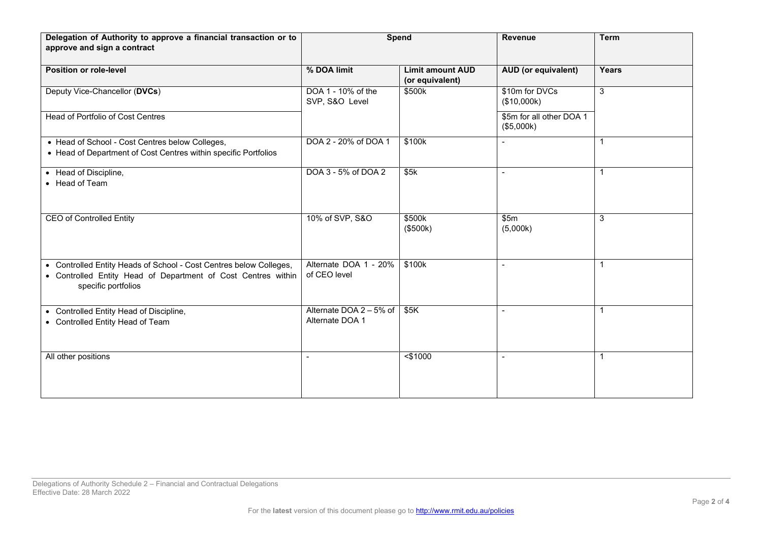| Delegation of Authority to approve a financial transaction or to approve and sign a contract | Spend | | Revenue | Term |
|---|---|---|---|---|
| **Position or role-level** | **% DOA limit** | **Limit amount AUD (or equivalent)** | **AUD (or equivalent)** | **Years** |
| Deputy Vice-Chancellor (**DVCs**) | DOA 1 - 10% of the SVP, S&O Level | $500k | $10m for DVCs ($10,000k) | 3 |
| Head of Portfolio of Cost Centres | | | $5m for all other DOA 1 ($5,000k) | |
| • Head of School - Cost Centres below Colleges,<br>• Head of Department of Cost Centres within specific Portfolios | DOA 2 - 20% of DOA 1 | $100k | - | 1 |
| • Head of Discipline,<br>• Head of Team | DOA 3 - 5% of DOA 2 | $5k | - | 1 |
| CEO of Controlled Entity | 10% of SVP, S&O | $500k ($500k) | $5m (5,000k) | 3 |
| • Controlled Entity Heads of School - Cost Centres below Colleges,<br>• Controlled Entity Head of Department of Cost Centres within specific portfolios | Alternate DOA 1 - 20% of CEO level | $100k | - | 1 |
| • Controlled Entity Head of Discipline,<br>• Controlled Entity Head of Team | Alternate DOA 2 – 5% of Alternate DOA 1 | $5K | - | 1 |
| All other positions | - | <$1000 | - | 1 |

Delegations of Authority Schedule 2 – Financial and Contractual Delegations
Effective Date: 28 March 2022

For the **latest** version of this document please go to http://www.rmit.edu.au/policies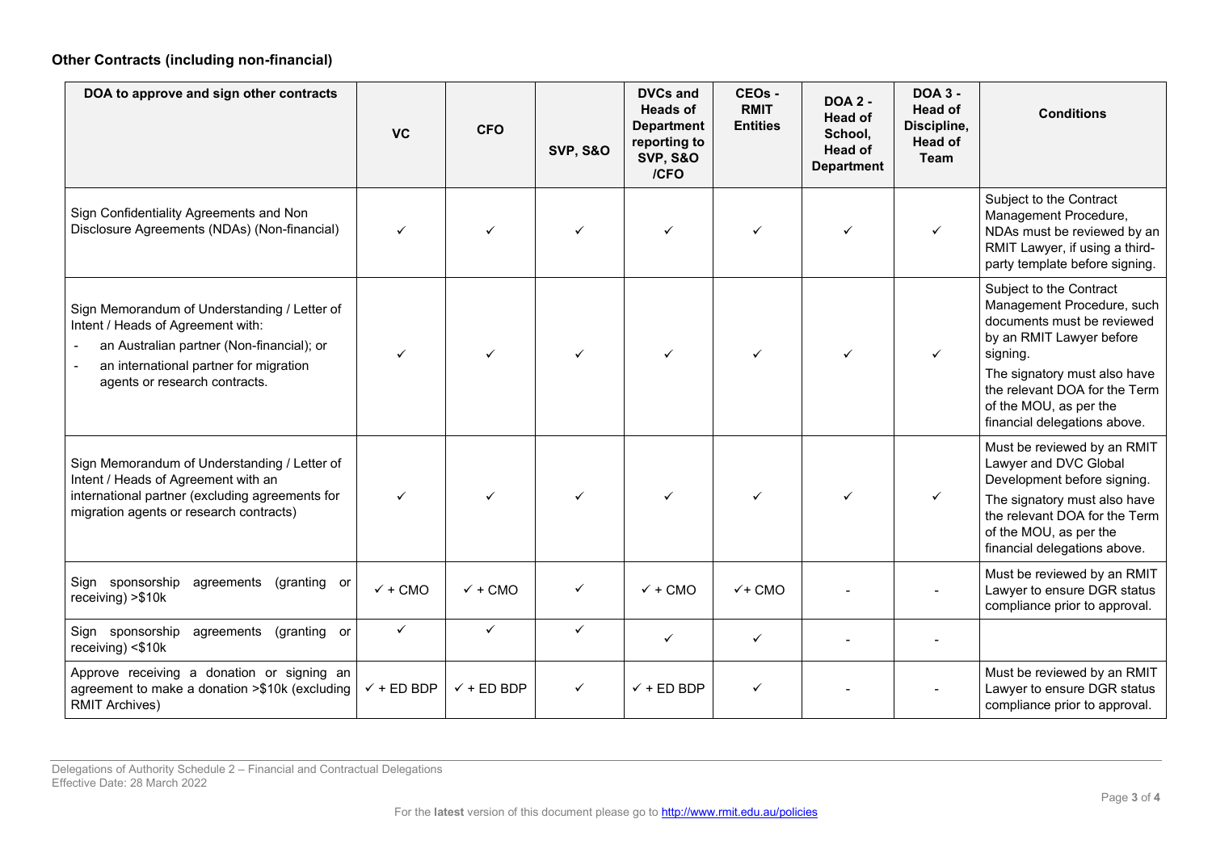### Other Contracts (including non-financial)

| DOA to approve and sign other contracts | VC | CFO | SVP, S&O | DVCs and Heads of Department reporting to SVP, S&O /CFO | CEOs - RMIT Entities | DOA 2 - Head of School, Head of Department | DOA 3 - Head of Discipline, Head of Team | Conditions |
|---|---|---|---|---|---|---|---|---|
| Sign Confidentiality Agreements and Non Disclosure Agreements (NDAs) (Non-financial) | ✓ | ✓ | ✓ | ✓ | ✓ | ✓ | ✓ | Subject to the Contract Management Procedure, NDAs must be reviewed by an RMIT Lawyer, if using a third-party template before signing. |
| Sign Memorandum of Understanding / Letter of Intent / Heads of Agreement with: <br>- an Australian partner (Non-financial); or <br>- an international partner for migration agents or research contracts. | ✓ | ✓ | ✓ | ✓ | ✓ | ✓ | ✓ | Subject to the Contract Management Procedure, such documents must be reviewed by an RMIT Lawyer before signing. <br>The signatory must also have the relevant DOA for the Term of the MOU, as per the financial delegations above. |
| Sign Memorandum of Understanding / Letter of Intent / Heads of Agreement with an international partner (excluding agreements for migration agents or research contracts) | ✓ | ✓ | ✓ | ✓ | ✓ | ✓ | ✓ | Must be reviewed by an RMIT Lawyer and DVC Global Development before signing. <br>The signatory must also have the relevant DOA for the Term of the MOU, as per the financial delegations above. |
| Sign sponsorship agreements (granting or receiving) >$10k | ✓ + CMO | ✓ + CMO | ✓ | ✓ + CMO | ✓+ CMO | - | - | Must be reviewed by an RMIT Lawyer to ensure DGR status compliance prior to approval. |
| Sign sponsorship agreements (granting or receiving) <$10k | ✓ | ✓ | ✓ | ✓ | ✓ | - | - | |
| Approve receiving a donation or signing an agreement to make a donation >$10k (excluding RMIT Archives) | ✓ + ED BDP | ✓ + ED BDP | ✓ | ✓ + ED BDP | ✓ | - | - | Must be reviewed by an RMIT Lawyer to ensure DGR status compliance prior to approval. |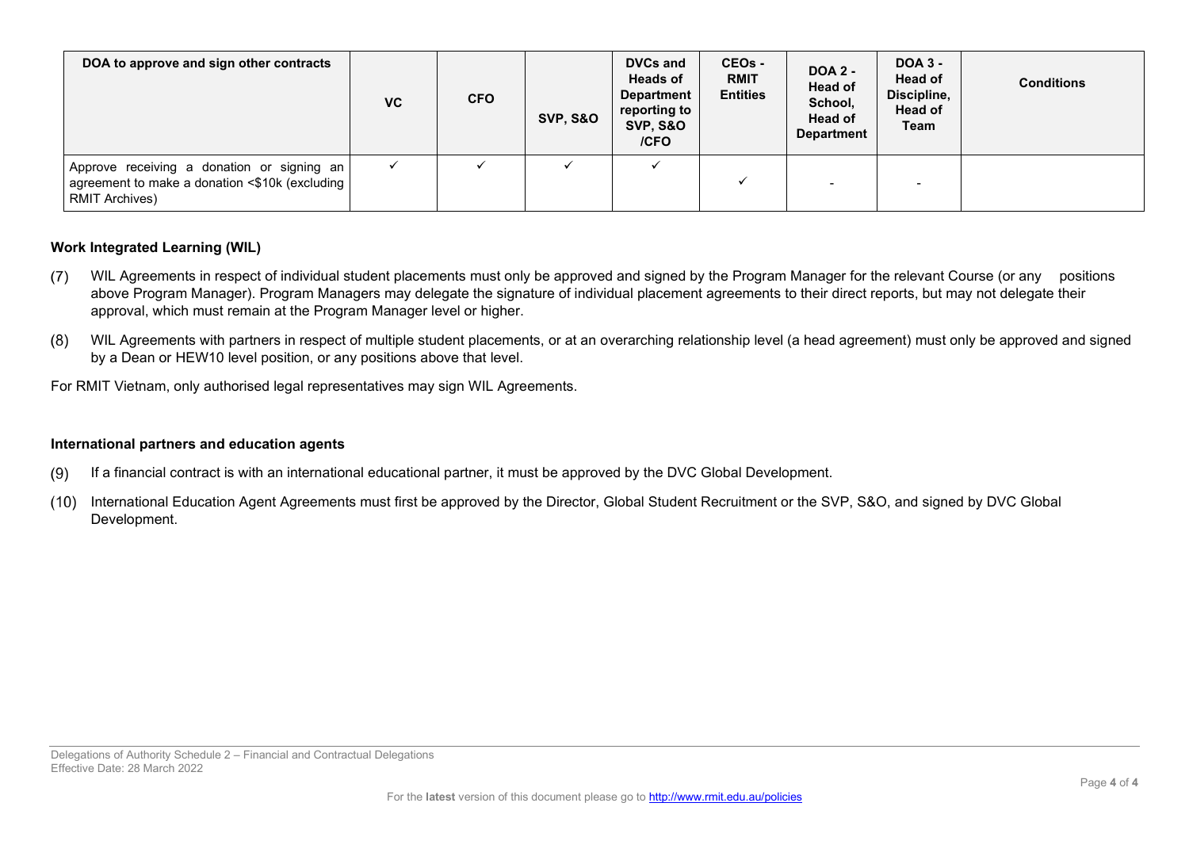| DOA to approve and sign other contracts | VC | CFO | SVP, S&O | DVCs and Heads of Department reporting to SVP, S&O /CFO | CEOs - RMIT Entities | DOA 2 - Head of School, Head of Department | DOA 3 - Head of Discipline, Head of Team | Conditions |
|---|---|---|---|---|---|---|---|---|
| Approve receiving a donation or signing an agreement to make a donation <$10k (excluding RMIT Archives) | ✓ | ✓ | ✓ | ✓ | ✓ | - | - | |

**Work Integrated Learning (WIL)**

(7) WIL Agreements in respect of individual student placements must only be approved and signed by the Program Manager for the relevant Course (or any positions above Program Manager). Program Managers may delegate the signature of individual placement agreements to their direct reports, but may not delegate their approval, which must remain at the Program Manager level or higher.

(8) WIL Agreements with partners in respect of multiple student placements, or at an overarching relationship level (a head agreement) must only be approved and signed by a Dean or HEW10 level position, or any positions above that level.

For RMIT Vietnam, only authorised legal representatives may sign WIL Agreements.

**International partners and education agents**

(9) If a financial contract is with an international educational partner, it must be approved by the DVC Global Development.

(10) International Education Agent Agreements must first be approved by the Director, Global Student Recruitment or the SVP, S&O, and signed by DVC Global Development.